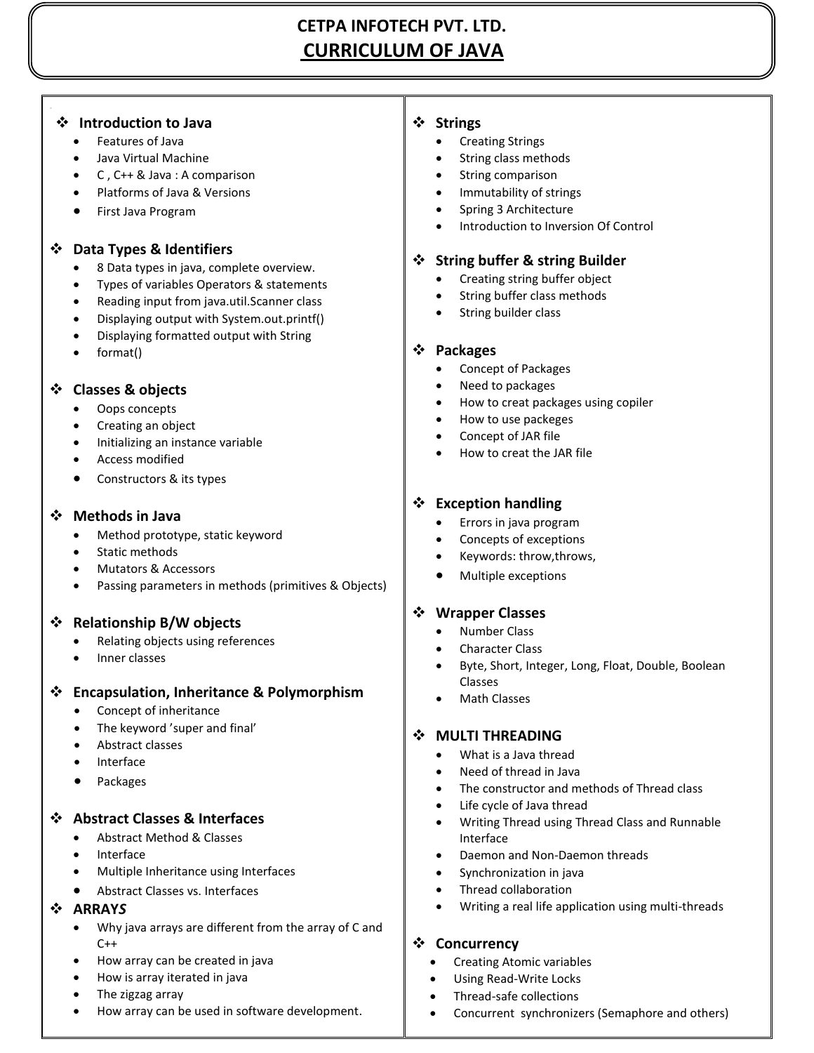# CETPA INFOTECH PVT. LTD.

## CURRICULUM OF JAVA

### ❖ Introduction to Java

- Features of Java
- Java Virtual Machine
- C , C++ & Java : A comparison
- Platforms of Java & Versions
- First Java Program

### ❖ Data Types & Identifiers

- 8 Data types in java, complete overview.
- Types of variables Operators & statements
- Reading input from java.util.Scanner class
- Displaying output with System.out.printf()
- Displaying formatted output with String
- format()

### ❖ Classes & objects

- Oops concepts
- Creating an object
- Initializing an instance variable
- Access modified
- Constructors & its types

### ❖ Methods in Java

- Method prototype, static keyword
- Static methods
- Mutators & Accessors
- Passing parameters in methods (primitives & Objects)

### ❖ Relationship B/W objects

- Relating objects using references
- Inner classes

### ❖ Encapsulation, Inheritance & Polymorphism

- Concept of inheritance
- The keyword 'super and final'
- Abstract classes
- Interface
- Packages

### ❖ Abstract Classes & Interfaces

- Abstract Method & Classes
- Interface
- Multiple Inheritance using Interfaces
- Abstract Classes vs. Interfaces

### ❖ ARRAY*S*

- Why java arrays are different from the array of C and C++
- How array can be created in java
- How is array iterated in java
- The zigzag array
- How array can be used in software development.

### ❖ Strings

- Creating Strings
- String class methods
- String comparison
- Immutability of strings
- Spring 3 Architecture
- Introduction to Inversion Of Control

### ❖ String buffer & string Builder

- Creating string buffer object
- String buffer class methods
- String builder class

### ❖ Packages

- Concept of Packages
- Need to packages
- How to creat packages using copiler
- How to use packeges
- Concept of JAR file
- How to creat the JAR file

### ❖ Exception handling

- Errors in java program
- Concepts of exceptions
- Keywords: throw,throws,
- Multiple exceptions

### ❖ Wrapper Classes

- Number Class
- Character Class
- Byte, Short, Integer, Long, Float, Double, Boolean Classes
- Math Classes

### ❖ MULTI THREADING

- What is a Java thread
- Need of thread in Java
- The constructor and methods of Thread class
- Life cycle of Java thread
- Writing Thread using Thread Class and Runnable Interface
- Daemon and Non-Daemon threads
- Synchronization in java
- Thread collaboration
- Writing a real life application using multi-threads

### ❖ Concurrency

- Creating Atomic variables
- Using Read-Write Locks
- Thread-safe collections
- Concurrent synchronizers (Semaphore and others)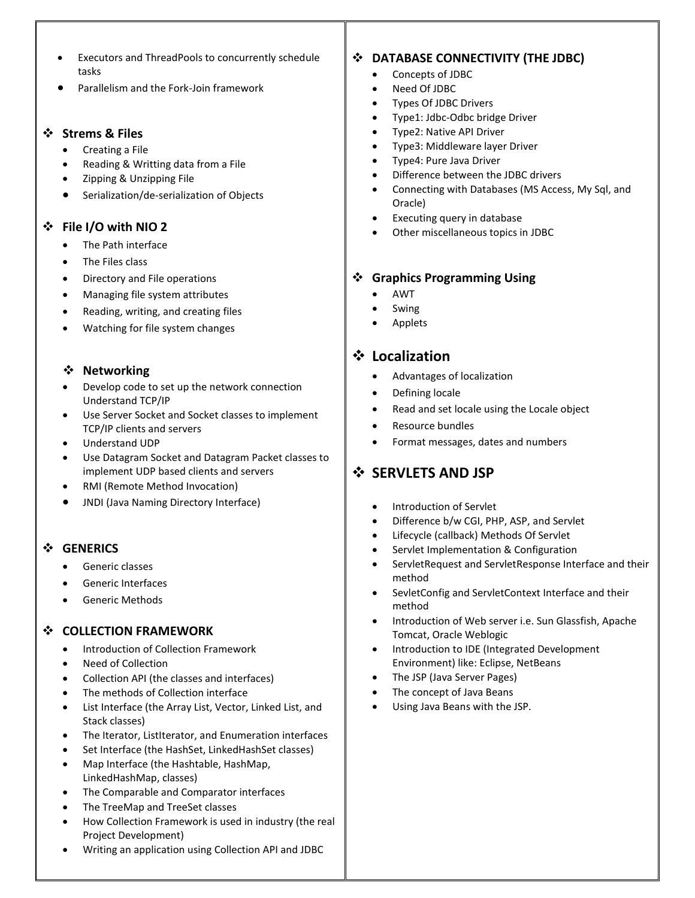- Executors and ThreadPools to concurrently schedule tasks
- Parallelism and the Fork-Join framework

## Strems & Files

- Creating a File
- Reading & Writting data from a File
- Zipping & Unzipping File
- Serialization/de-serialization of Objects

## File I/O with NIO 2

- The Path interface
- The Files class
- Directory and File operations
- Managing file system attributes
- Reading, writing, and creating files
- Watching for file system changes

## Networking

- Develop code to set up the network connection Understand TCP/IP
- Use Server Socket and Socket classes to implement TCP/IP clients and servers
- Understand UDP
- Use Datagram Socket and Datagram Packet classes to implement UDP based clients and servers
- RMI (Remote Method Invocation)
- JNDI (Java Naming Directory Interface)

## GENERICS

- Generic classes
- Generic Interfaces
- Generic Methods

## COLLECTION FRAMEWORK

- Introduction of Collection Framework
- Need of Collection
- Collection API (the classes and interfaces)
- The methods of Collection interface
- List Interface (the Array List, Vector, Linked List, and Stack classes)
- The Iterator, ListIterator, and Enumeration interfaces
- Set Interface (the HashSet, LinkedHashSet classes)
- Map Interface (the Hashtable, HashMap, LinkedHashMap, classes)
- The Comparable and Comparator interfaces
- The TreeMap and TreeSet classes
- How Collection Framework is used in industry (the real Project Development)
- Writing an application using Collection API and JDBC

## DATABASE CONNECTIVITY (THE JDBC)

- Concepts of JDBC
- Need Of JDBC
- Types Of JDBC Drivers
- Type1: Jdbc-Odbc bridge Driver
- Type2: Native API Driver
- Type3: Middleware layer Driver
- Type4: Pure Java Driver
- Difference between the JDBC drivers
- Connecting with Databases (MS Access, My Sql, and Oracle)
- Executing query in database
- Other miscellaneous topics in JDBC

## Graphics Programming Using

- AWT
- Swing
- Applets

## Localization

- Advantages of localization
- Defining locale
- Read and set locale using the Locale object
- Resource bundles
- Format messages, dates and numbers

## SERVLETS AND JSP

- Introduction of Servlet
- Difference b/w CGI, PHP, ASP, and Servlet
- Lifecycle (callback) Methods Of Servlet
- Servlet Implementation & Configuration
- ServletRequest and ServletResponse Interface and their method
- SevletConfig and ServletContext Interface and their method
- Introduction of Web server i.e. Sun Glassfish, Apache Tomcat, Oracle Weblogic
- Introduction to IDE (Integrated Development Environment) like: Eclipse, NetBeans
- The JSP (Java Server Pages)
- The concept of Java Beans
- Using Java Beans with the JSP.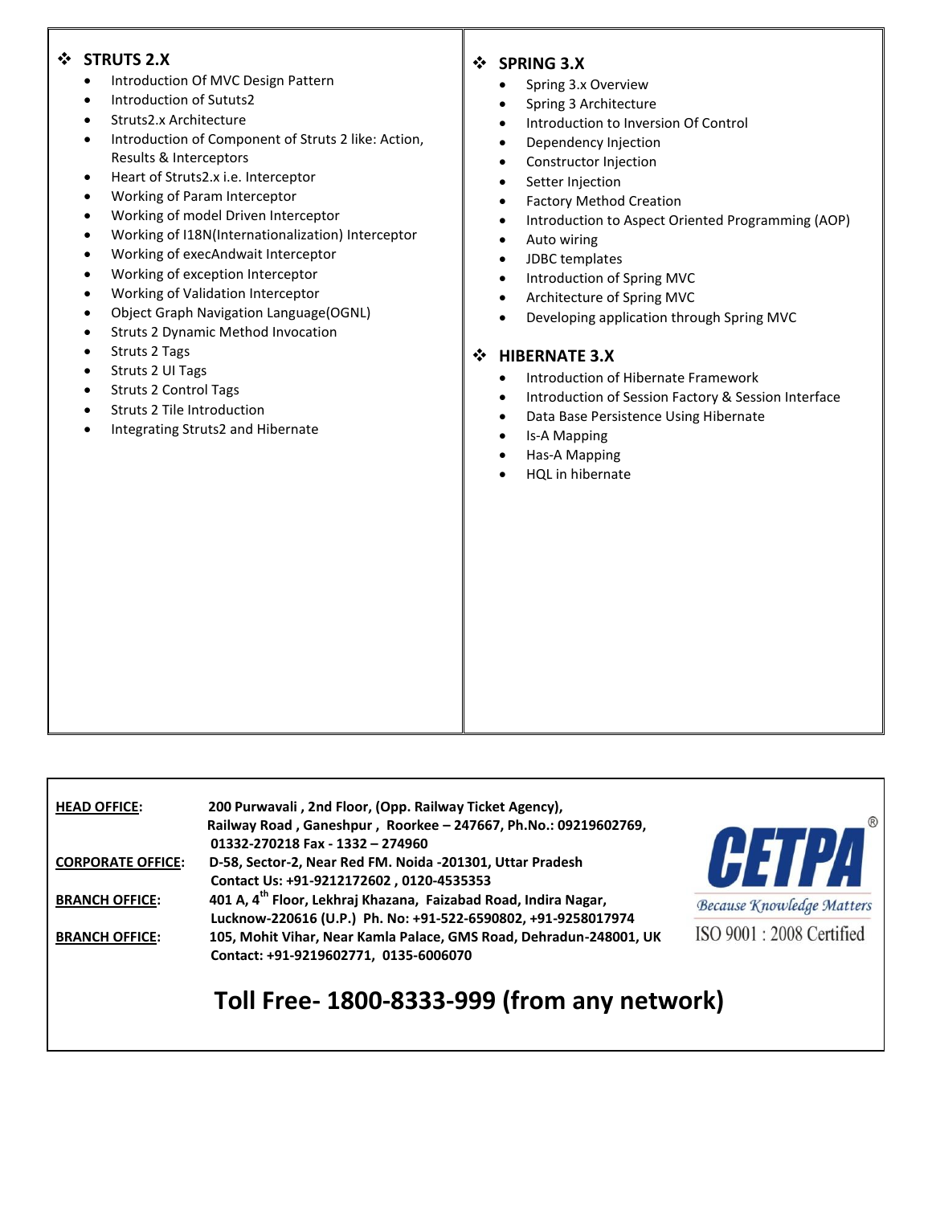## STRUTS 2.X

- Introduction Of MVC Design Pattern
- Introduction of Sututs2
- Struts2.x Architecture
- Introduction of Component of Struts 2 like: Action, Results & Interceptors
- Heart of Struts2.x i.e. Interceptor
- Working of Param Interceptor
- Working of model Driven Interceptor
- Working of I18N(Internationalization) Interceptor
- Working of execAndwait Interceptor
- Working of exception Interceptor
- Working of Validation Interceptor
- Object Graph Navigation Language(OGNL)
- Struts 2 Dynamic Method Invocation
- Struts 2 Tags
- Struts 2 UI Tags
- Struts 2 Control Tags
- Struts 2 Tile Introduction
- Integrating Struts2 and Hibernate

## SPRING 3.X

- Spring 3.x Overview
- Spring 3 Architecture
- Introduction to Inversion Of Control
- Dependency Injection
- Constructor Injection
- Setter Injection
- Factory Method Creation
- Introduction to Aspect Oriented Programming (AOP)
- Auto wiring
- JDBC templates
- Introduction of Spring MVC
- Architecture of Spring MVC
- Developing application through Spring MVC

## HIBERNATE 3.X

- Introduction of Hibernate Framework
- Introduction of Session Factory & Session Interface
- Data Base Persistence Using Hibernate
- Is-A Mapping
- Has-A Mapping
- HQL in hibernate

---

**HEAD OFFICE:** **200 Purwavali , 2nd Floor, (Opp. Railway Ticket Agency), Railway Road , Ganeshpur , Roorkee – 247667, Ph.No.: 09219602769, 01332-270218 Fax - 1332 – 274960**

**CORPORATE OFFICE:** **D-58, Sector-2, Near Red FM. Noida -201301, Uttar Pradesh Contact Us: +91-9212172602 , 0120-4535353**

**BRANCH OFFICE:** **401 A, 4th Floor, Lekhraj Khazana, Faizabad Road, Indira Nagar, Lucknow-220616 (U.P.) Ph. No: +91-522-6590802, +91-9258017974**

**BRANCH OFFICE:** **105, Mohit Vihar, Near Kamla Palace, GMS Road, Dehradun-248001, UK Contact: +91-9219602771, 0135-6006070**

CETPA®
*Because Knowledge Matters*
ISO 9001 : 2008 Certified

**Toll Free- 1800-8333-999 (from any network)**